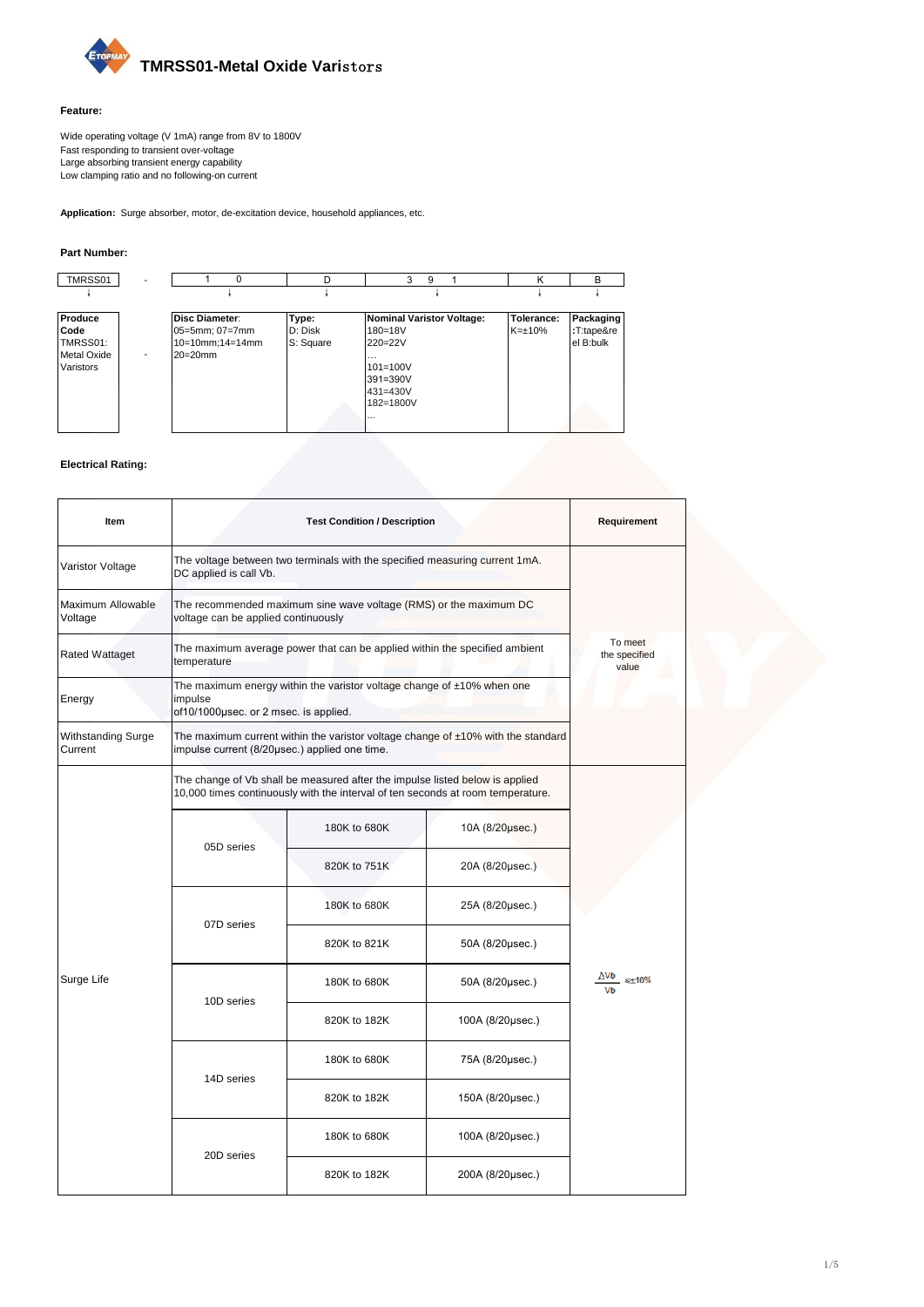# TMRSS01-Metal Oxide Varistors

**Feature:**

Wide operating voltage (V 1mA) range from 8V to 1800V
Fast responding to transient over-voltage
Large absorbing transient energy capability
Low clamping ratio and no following-on current

**Application:** Surge absorber, motor, de-excitation device, household appliances, etc.

**Part Number:**

| TMRSS01 | - | 1 0 | D | 3 9 1 | K | B |
|---|---|---|---|---|---|---|
| ↓ | | ↓ | ↓ | ↓ | ↓ | ↓ |
| **Produce Code** TMRSS01: Metal Oxide Varistors | - | **Disc Diameter**: 05=5mm; 07=7mm 10=10mm;14=14mm 20=20mm | **Type:** D: Disk S: Square | **Nominal Varistor Voltage:** 180=18V 220=22V … 101=100V 391=390V 431=430V 182=1800V … | **Tolerance:** K=±10% | **Packaging** :T:tape&reel B:bulk |

**Electrical Rating:**

| Item | Test Condition / Description | | | Requirement |
|---|---|---|---|---|
| Varistor Voltage | The voltage between two terminals with the specified measuring current 1mA. DC applied is call Vb. | | | To meet the specified value |
| Maximum Allowable Voltage | The recommended maximum sine wave voltage (RMS) or the maximum DC voltage can be applied continuously | | | |
| Rated Wattaget | The maximum average power that can be applied within the specified ambient temperature | | | |
| Energy | The maximum energy within the varistor voltage change of ±10% when one impulse of10/1000μsec. or 2 msec. is applied. | | | |
| Withstanding Surge Current | The maximum current within the varistor voltage change of ±10% with the standard impulse current (8/20μsec.) applied one time. | | | |
| Surge Life | The change of Vb shall be measured after the impulse listed below is applied 10,000 times continuously with the interval of ten seconds at room temperature. | | | $\frac{\Delta Vb}{Vb} \leq \pm 10\%$ |
| | 05D series | 180K to 680K | 10A (8/20μsec.) | |
| | | 820K to 751K | 20A (8/20μsec.) | |
| | 07D series | 180K to 680K | 25A (8/20μsec.) | |
| | | 820K to 821K | 50A (8/20μsec.) | |
| | 10D series | 180K to 680K | 50A (8/20μsec.) | |
| | | 820K to 182K | 100A (8/20μsec.) | |
| | 14D series | 180K to 680K | 75A (8/20μsec.) | |
| | | 820K to 182K | 150A (8/20μsec.) | |
| | 20D series | 180K to 680K | 100A (8/20μsec.) | |
| | | 820K to 182K | 200A (8/20μsec.) | |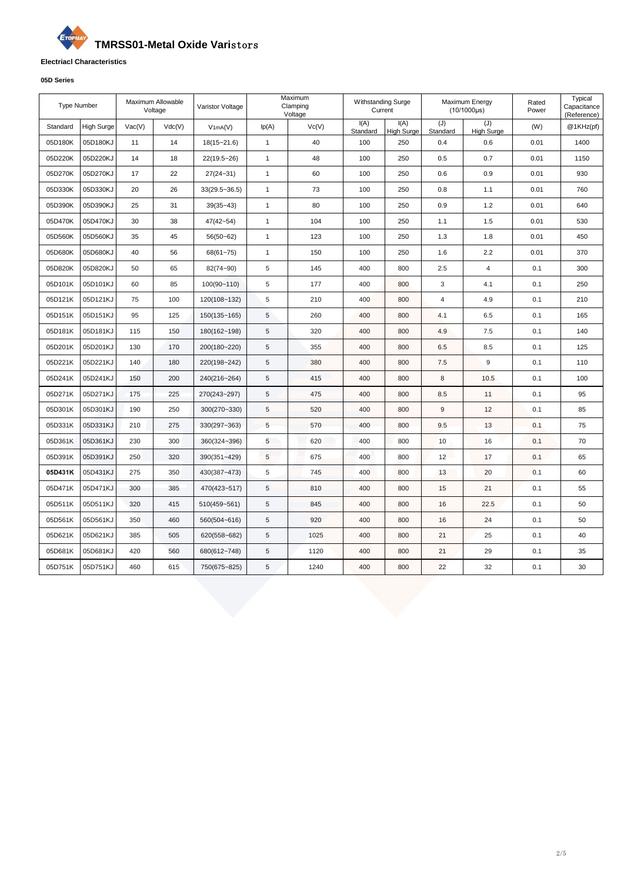# TMRSS01-Metal Oxide Varistors

**Electriacl Characteristics**

**05D Series**

| Type Number | | Maximum Allowable Voltage | | Varistor Voltage | Maximum Clamping Voltage | | Withstanding Surge Current | | Maximum Energy (10/1000μs) | | Rated Power | Typical Capacitance (Reference) |
|---|---|---|---|---|---|---|---|---|---|---|---|---|
| Standard | High Surge | Vac(V) | Vdc(V) | $V_{1mA}$(V) | Ip(A) | Vc(V) | I(A) Standard | I(A) High Surge | (J) Standard | (J) High Surge | (W) | @1KHz(pf) |
| 05D180K | 05D180KJ | 11 | 14 | 18(15~21.6) | 1 | 40 | 100 | 250 | 0.4 | 0.6 | 0.01 | 1400 |
| 05D220K | 05D220KJ | 14 | 18 | 22(19.5~26) | 1 | 48 | 100 | 250 | 0.5 | 0.7 | 0.01 | 1150 |
| 05D270K | 05D270KJ | 17 | 22 | 27(24~31) | 1 | 60 | 100 | 250 | 0.6 | 0.9 | 0.01 | 930 |
| 05D330K | 05D330KJ | 20 | 26 | 33(29.5~36.5) | 1 | 73 | 100 | 250 | 0.8 | 1.1 | 0.01 | 760 |
| 05D390K | 05D390KJ | 25 | 31 | 39(35~43) | 1 | 80 | 100 | 250 | 0.9 | 1.2 | 0.01 | 640 |
| 05D470K | 05D470KJ | 30 | 38 | 47(42~54) | 1 | 104 | 100 | 250 | 1.1 | 1.5 | 0.01 | 530 |
| 05D560K | 05D560KJ | 35 | 45 | 56(50~62) | 1 | 123 | 100 | 250 | 1.3 | 1.8 | 0.01 | 450 |
| 05D680K | 05D680KJ | 40 | 56 | 68(61~75) | 1 | 150 | 100 | 250 | 1.6 | 2.2 | 0.01 | 370 |
| 05D820K | 05D820KJ | 50 | 65 | 82(74~90) | 5 | 145 | 400 | 800 | 2.5 | 4 | 0.1 | 300 |
| 05D101K | 05D101KJ | 60 | 85 | 100(90~110) | 5 | 177 | 400 | 800 | 3 | 4.1 | 0.1 | 250 |
| 05D121K | 05D121KJ | 75 | 100 | 120(108~132) | 5 | 210 | 400 | 800 | 4 | 4.9 | 0.1 | 210 |
| 05D151K | 05D151KJ | 95 | 125 | 150(135~165) | 5 | 260 | 400 | 800 | 4.1 | 6.5 | 0.1 | 165 |
| 05D181K | 05D181KJ | 115 | 150 | 180(162~198) | 5 | 320 | 400 | 800 | 4.9 | 7.5 | 0.1 | 140 |
| 05D201K | 05D201KJ | 130 | 170 | 200(180~220) | 5 | 355 | 400 | 800 | 6.5 | 8.5 | 0.1 | 125 |
| 05D221K | 05D221KJ | 140 | 180 | 220(198~242) | 5 | 380 | 400 | 800 | 7.5 | 9 | 0.1 | 110 |
| 05D241K | 05D241KJ | 150 | 200 | 240(216~264) | 5 | 415 | 400 | 800 | 8 | 10.5 | 0.1 | 100 |
| 05D271K | 05D271KJ | 175 | 225 | 270(243~297) | 5 | 475 | 400 | 800 | 8.5 | 11 | 0.1 | 95 |
| 05D301K | 05D301KJ | 190 | 250 | 300(270~330) | 5 | 520 | 400 | 800 | 9 | 12 | 0.1 | 85 |
| 05D331K | 05D331KJ | 210 | 275 | 330(297~363) | 5 | 570 | 400 | 800 | 9.5 | 13 | 0.1 | 75 |
| 05D361K | 05D361KJ | 230 | 300 | 360(324~396) | 5 | 620 | 400 | 800 | 10 | 16 | 0.1 | 70 |
| 05D391K | 05D391KJ | 250 | 320 | 390(351~429) | 5 | 675 | 400 | 800 | 12 | 17 | 0.1 | 65 |
| **05D431K** | 05D431KJ | 275 | 350 | 430(387~473) | 5 | 745 | 400 | 800 | 13 | 20 | 0.1 | 60 |
| 05D471K | 05D471KJ | 300 | 385 | 470(423~517) | 5 | 810 | 400 | 800 | 15 | 21 | 0.1 | 55 |
| 05D511K | 05D511KJ | 320 | 415 | 510(459~561) | 5 | 845 | 400 | 800 | 16 | 22.5 | 0.1 | 50 |
| 05D561K | 05D561KJ | 350 | 460 | 560(504~616) | 5 | 920 | 400 | 800 | 16 | 24 | 0.1 | 50 |
| 05D621K | 05D621KJ | 385 | 505 | 620(558~682) | 5 | 1025 | 400 | 800 | 21 | 25 | 0.1 | 40 |
| 05D681K | 05D681KJ | 420 | 560 | 680(612~748) | 5 | 1120 | 400 | 800 | 21 | 29 | 0.1 | 35 |
| 05D751K | 05D751KJ | 460 | 615 | 750(675~825) | 5 | 1240 | 400 | 800 | 22 | 32 | 0.1 | 30 |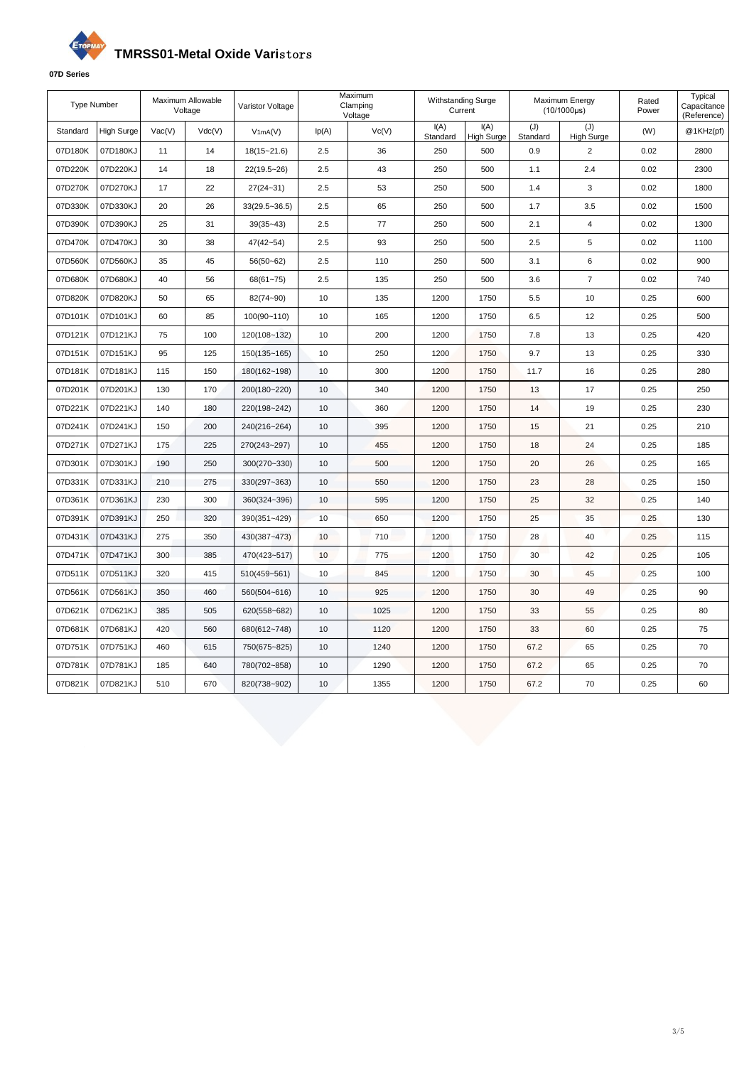# TMRSS01-Metal Oxide Varistors

**07D Series**

| Type Number | | Maximum Allowable Voltage | | Varistor Voltage | Maximum Clamping Voltage | | Withstanding Surge Current | | Maximum Energy (10/1000μs) | | Rated Power | Typical Capacitance (Reference) |
|---|---|---|---|---|---|---|---|---|---|---|---|---|
| Standard | High Surge | Vac(V) | Vdc(V) | $V_{1mA}$(V) | Ip(A) | Vc(V) | I(A) Standard | I(A) High Surge | (J) Standard | (J) High Surge | (W) | @1KHz(pf) |
| 07D180K | 07D180KJ | 11 | 14 | 18(15~21.6) | 2.5 | 36 | 250 | 500 | 0.9 | 2 | 0.02 | 2800 |
| 07D220K | 07D220KJ | 14 | 18 | 22(19.5~26) | 2.5 | 43 | 250 | 500 | 1.1 | 2.4 | 0.02 | 2300 |
| 07D270K | 07D270KJ | 17 | 22 | 27(24~31) | 2.5 | 53 | 250 | 500 | 1.4 | 3 | 0.02 | 1800 |
| 07D330K | 07D330KJ | 20 | 26 | 33(29.5~36.5) | 2.5 | 65 | 250 | 500 | 1.7 | 3.5 | 0.02 | 1500 |
| 07D390K | 07D390KJ | 25 | 31 | 39(35~43) | 2.5 | 77 | 250 | 500 | 2.1 | 4 | 0.02 | 1300 |
| 07D470K | 07D470KJ | 30 | 38 | 47(42~54) | 2.5 | 93 | 250 | 500 | 2.5 | 5 | 0.02 | 1100 |
| 07D560K | 07D560KJ | 35 | 45 | 56(50~62) | 2.5 | 110 | 250 | 500 | 3.1 | 6 | 0.02 | 900 |
| 07D680K | 07D680KJ | 40 | 56 | 68(61~75) | 2.5 | 135 | 250 | 500 | 3.6 | 7 | 0.02 | 740 |
| 07D820K | 07D820KJ | 50 | 65 | 82(74~90) | 10 | 135 | 1200 | 1750 | 5.5 | 10 | 0.25 | 600 |
| 07D101K | 07D101KJ | 60 | 85 | 100(90~110) | 10 | 165 | 1200 | 1750 | 6.5 | 12 | 0.25 | 500 |
| 07D121K | 07D121KJ | 75 | 100 | 120(108~132) | 10 | 200 | 1200 | 1750 | 7.8 | 13 | 0.25 | 420 |
| 07D151K | 07D151KJ | 95 | 125 | 150(135~165) | 10 | 250 | 1200 | 1750 | 9.7 | 13 | 0.25 | 330 |
| 07D181K | 07D181KJ | 115 | 150 | 180(162~198) | 10 | 300 | 1200 | 1750 | 11.7 | 16 | 0.25 | 280 |
| 07D201K | 07D201KJ | 130 | 170 | 200(180~220) | 10 | 340 | 1200 | 1750 | 13 | 17 | 0.25 | 250 |
| 07D221K | 07D221KJ | 140 | 180 | 220(198~242) | 10 | 360 | 1200 | 1750 | 14 | 19 | 0.25 | 230 |
| 07D241K | 07D241KJ | 150 | 200 | 240(216~264) | 10 | 395 | 1200 | 1750 | 15 | 21 | 0.25 | 210 |
| 07D271K | 07D271KJ | 175 | 225 | 270(243~297) | 10 | 455 | 1200 | 1750 | 18 | 24 | 0.25 | 185 |
| 07D301K | 07D301KJ | 190 | 250 | 300(270~330) | 10 | 500 | 1200 | 1750 | 20 | 26 | 0.25 | 165 |
| 07D331K | 07D331KJ | 210 | 275 | 330(297~363) | 10 | 550 | 1200 | 1750 | 23 | 28 | 0.25 | 150 |
| 07D361K | 07D361KJ | 230 | 300 | 360(324~396) | 10 | 595 | 1200 | 1750 | 25 | 32 | 0.25 | 140 |
| 07D391K | 07D391KJ | 250 | 320 | 390(351~429) | 10 | 650 | 1200 | 1750 | 25 | 35 | 0.25 | 130 |
| 07D431K | 07D431KJ | 275 | 350 | 430(387~473) | 10 | 710 | 1200 | 1750 | 28 | 40 | 0.25 | 115 |
| 07D471K | 07D471KJ | 300 | 385 | 470(423~517) | 10 | 775 | 1200 | 1750 | 30 | 42 | 0.25 | 105 |
| 07D511K | 07D511KJ | 320 | 415 | 510(459~561) | 10 | 845 | 1200 | 1750 | 30 | 45 | 0.25 | 100 |
| 07D561K | 07D561KJ | 350 | 460 | 560(504~616) | 10 | 925 | 1200 | 1750 | 30 | 49 | 0.25 | 90 |
| 07D621K | 07D621KJ | 385 | 505 | 620(558~682) | 10 | 1025 | 1200 | 1750 | 33 | 55 | 0.25 | 80 |
| 07D681K | 07D681KJ | 420 | 560 | 680(612~748) | 10 | 1120 | 1200 | 1750 | 33 | 60 | 0.25 | 75 |
| 07D751K | 07D751KJ | 460 | 615 | 750(675~825) | 10 | 1240 | 1200 | 1750 | 67.2 | 65 | 0.25 | 70 |
| 07D781K | 07D781KJ | 185 | 640 | 780(702~858) | 10 | 1290 | 1200 | 1750 | 67.2 | 65 | 0.25 | 70 |
| 07D821K | 07D821KJ | 510 | 670 | 820(738~902) | 10 | 1355 | 1200 | 1750 | 67.2 | 70 | 0.25 | 60 |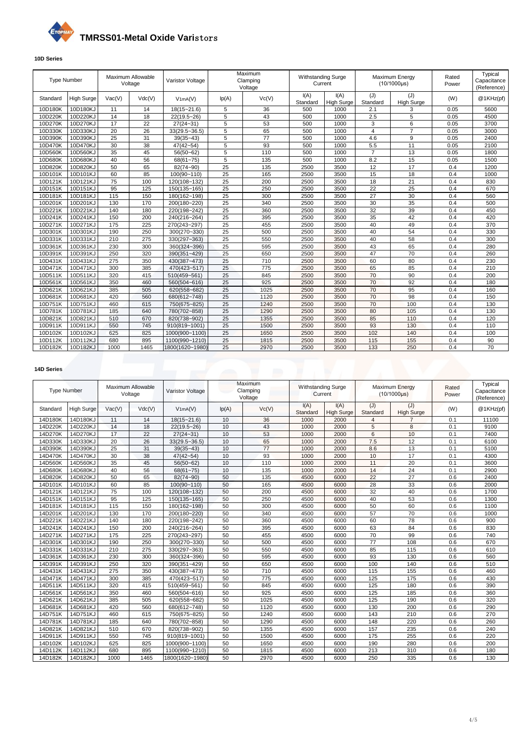# TMRSS01-Metal Oxide Varistors

### 10D Series

| Type Number | | Maximum Allowable Voltage | | Varistor Voltage | Maximum Clamping Voltage | | Withstanding Surge Current | | Maximum Energy (10/1000μs) | | Rated Power | Typical Capacitance (Reference) |
|---|---|---|---|---|---|---|---|---|---|---|---|---|
| Standard | High Surge | Vac(V) | Vdc(V) | $V_{1mA}(V)$ | Ip(A) | Vc(V) | I(A) Standard | I(A) High Surge | (J) Standard | (J) High Surge | (W) | @1KHz(pf) |
| 10D180K | 10D180KJ | 11 | 14 | 18(15~21.6) | 5 | 36 | 500 | 1000 | 2.1 | 3 | 0.05 | 5600 |
| 10D220K | 10D220KJ | 14 | 18 | 22(19.5~26) | 5 | 43 | 500 | 1000 | 2.5 | 5 | 0.05 | 4500 |
| 10D270K | 10D270KJ | 17 | 22 | 27(24~31) | 5 | 53 | 500 | 1000 | 3 | 6 | 0.05 | 3700 |
| 10D330K | 10D330KJ | 20 | 26 | 33(29.5~36.5) | 5 | 65 | 500 | 1000 | 4 | 7 | 0.05 | 3000 |
| 10D390K | 10D390KJ | 25 | 31 | 39(35~43) | 5 | 77 | 500 | 1000 | 4.6 | 9 | 0.05 | 2400 |
| 10D470K | 10D470KJ | 30 | 38 | 47(42~54) | 5 | 93 | 500 | 1000 | 5.5 | 11 | 0.05 | 2100 |
| 10D560K | 10D560KJ | 35 | 45 | 56(50~62) | 5 | 110 | 500 | 1000 | 7 | 13 | 0.05 | 1800 |
| 10D680K | 10D680KJ | 40 | 56 | 68(61~75) | 5 | 135 | 500 | 1000 | 8.2 | 15 | 0.05 | 1500 |
| 10D820K | 10D820KJ | 50 | 65 | 82(74~90) | 25 | 135 | 2500 | 3500 | 12 | 17 | 0.4 | 1200 |
| 10D101K | 10D101KJ | 60 | 85 | 100(90~110) | 25 | 165 | 2500 | 3500 | 15 | 18 | 0.4 | 1000 |
| 10D121K | 10D121KJ | 75 | 100 | 120(108~132) | 25 | 200 | 2500 | 3500 | 18 | 21 | 0.4 | 830 |
| 10D151K | 10D151KJ | 95 | 125 | 150(135~165) | 25 | 250 | 2500 | 3500 | 22 | 25 | 0.4 | 670 |
| 10D181K | 10D181KJ | 115 | 150 | 180(162~198) | 25 | 300 | 2500 | 3500 | 27 | 30 | 0.4 | 560 |
| 10D201K | 10D201KJ | 130 | 170 | 200(180~220) | 25 | 340 | 2500 | 3500 | 30 | 35 | 0.4 | 500 |
| 10D221K | 10D221KJ | 140 | 180 | 220(198~242) | 25 | 360 | 2500 | 3500 | 32 | 39 | 0.4 | 450 |
| 10D241K | 10D241KJ | 150 | 200 | 240(216~264) | 25 | 395 | 2500 | 3500 | 35 | 42 | 0.4 | 420 |
| 10D271K | 10D271KJ | 175 | 225 | 270(243~297) | 25 | 455 | 2500 | 3500 | 40 | 49 | 0.4 | 370 |
| 10D301K | 10D301KJ | 190 | 250 | 300(270~330) | 25 | 500 | 2500 | 3500 | 40 | 54 | 0.4 | 330 |
| 10D331K | 10D331KJ | 210 | 275 | 330(297~363) | 25 | 550 | 2500 | 3500 | 40 | 58 | 0.4 | 300 |
| 10D361K | 10D361KJ | 230 | 300 | 360(324~396) | 25 | 595 | 2500 | 3500 | 43 | 65 | 0.4 | 280 |
| 10D391K | 10D391KJ | 250 | 320 | 390(351~429) | 25 | 650 | 2500 | 3500 | 47 | 70 | 0.4 | 260 |
| 10D431K | 10D431KJ | 275 | 350 | 430(387~473) | 25 | 710 | 2500 | 3500 | 60 | 80 | 0.4 | 230 |
| 10D471K | 10D471KJ | 300 | 385 | 470(423~517) | 25 | 775 | 2500 | 3500 | 65 | 85 | 0.4 | 210 |
| 10D511K | 10D511KJ | 320 | 415 | 510(459~561) | 25 | 845 | 2500 | 3500 | 70 | 90 | 0.4 | 200 |
| 10D561K | 10D561KJ | 350 | 460 | 560(504~616) | 25 | 925 | 2500 | 3500 | 70 | 92 | 0.4 | 180 |
| 10D621K | 10D621KJ | 385 | 505 | 620(558~682) | 25 | 1025 | 2500 | 3500 | 70 | 95 | 0.4 | 160 |
| 10D681K | 10D681KJ | 420 | 560 | 680(612~748) | 25 | 1120 | 2500 | 3500 | 70 | 98 | 0.4 | 150 |
| 10D751K | 10D751KJ | 460 | 615 | 750(675~825) | 25 | 1240 | 2500 | 3500 | 70 | 100 | 0.4 | 130 |
| 10D781K | 10D781KJ | 185 | 640 | 780(702~858) | 25 | 1290 | 2500 | 3500 | 80 | 105 | 0.4 | 130 |
| 10D821K | 10D821KJ | 510 | 670 | 820(738~902) | 25 | 1355 | 2500 | 3500 | 85 | 110 | 0.4 | 120 |
| 10D911K | 10D911KJ | 550 | 745 | 910(819~1001) | 25 | 1500 | 2500 | 3500 | 93 | 130 | 0.4 | 110 |
| 10D102K | 10D102KJ | 625 | 825 | 1000(900~1100) | 25 | 1650 | 2500 | 3500 | 102 | 140 | 0.4 | 100 |
| 10D112K | 10D112KJ | 680 | 895 | 1100(990~1210) | 25 | 1815 | 2500 | 3500 | 115 | 155 | 0.4 | 90 |
| 10D182K | 10D182KJ | 1000 | 1465 | 1800(1620~1980) | 25 | 2970 | 2500 | 3500 | 133 | 250 | 0.4 | 70 |

### 14D Series

| Type Number | | Maximum Allowable Voltage | | Varistor Voltage | Maximum Clamping Voltage | | Withstanding Surge Current | | Maximum Energy (10/1000μs) | | Rated Power | Typical Capacitance (Reference) |
|---|---|---|---|---|---|---|---|---|---|---|---|---|
| Standard | High Surge | Vac(V) | Vdc(V) | $V_{1mA}(V)$ | Ip(A) | Vc(V) | I(A) Standard | I(A) High Surge | (J) Standard | (J) High Surge | (W) | @1KHz(pf) |
| 14D180K | 14D180KJ | 11 | 14 | 18(15~21.6) | 10 | 36 | 1000 | 2000 | 4 | 7 | 0.1 | 11100 |
| 14D220K | 14D220KJ | 14 | 18 | 22(19.5~26) | 10 | 43 | 1000 | 2000 | 5 | 8 | 0.1 | 9100 |
| 14D270K | 14D270KJ | 17 | 22 | 27(24~31) | 10 | 53 | 1000 | 2000 | 6 | 10 | 0.1 | 7400 |
| 14D330K | 14D330KJ | 20 | 26 | 33(29.5~36.5) | 10 | 65 | 1000 | 2000 | 7.5 | 12 | 0.1 | 6100 |
| 14D390K | 14D390KJ | 25 | 31 | 39(35~43) | 10 | 77 | 1000 | 2000 | 8.6 | 13 | 0.1 | 5100 |
| 14D470K | 14D470KJ | 30 | 38 | 47(42~54) | 10 | 93 | 1000 | 2000 | 10 | 17 | 0.1 | 4300 |
| 14D560K | 14D560KJ | 35 | 45 | 56(50~62) | 10 | 110 | 1000 | 2000 | 11 | 20 | 0.1 | 3600 |
| 14D680K | 14D680KJ | 40 | 56 | 68(61~75) | 10 | 135 | 1000 | 2000 | 14 | 24 | 0.1 | 2900 |
| 14D820K | 14D820KJ | 50 | 65 | 82(74~90) | 50 | 135 | 4500 | 6000 | 22 | 27 | 0.6 | 2400 |
| 14D101K | 14D101KJ | 60 | 85 | 100(90~110) | 50 | 165 | 4500 | 6000 | 28 | 33 | 0.6 | 2000 |
| 14D121K | 14D121KJ | 75 | 100 | 120(108~132) | 50 | 200 | 4500 | 6000 | 32 | 40 | 0.6 | 1700 |
| 14D151K | 14D151KJ | 95 | 125 | 150(135~165) | 50 | 250 | 4500 | 6000 | 40 | 53 | 0.6 | 1300 |
| 14D181K | 14D181KJ | 115 | 150 | 180(162~198) | 50 | 300 | 4500 | 6000 | 50 | 60 | 0.6 | 1100 |
| 14D201K | 14D201KJ | 130 | 170 | 200(180~220) | 50 | 340 | 4500 | 6000 | 57 | 70 | 0.6 | 1000 |
| 14D221K | 14D221KJ | 140 | 180 | 220(198~242) | 50 | 360 | 4500 | 6000 | 60 | 78 | 0.6 | 900 |
| 14D241K | 14D241KJ | 150 | 200 | 240(216~264) | 50 | 395 | 4500 | 6000 | 63 | 84 | 0.6 | 830 |
| 14D271K | 14D271KJ | 175 | 225 | 270(243~297) | 50 | 455 | 4500 | 6000 | 70 | 99 | 0.6 | 740 |
| 14D301K | 14D301KJ | 190 | 250 | 300(270~330) | 50 | 500 | 4500 | 6000 | 77 | 108 | 0.6 | 670 |
| 14D331K | 14D331KJ | 210 | 275 | 330(297~363) | 50 | 550 | 4500 | 6000 | 85 | 115 | 0.6 | 610 |
| 14D361K | 14D361KJ | 230 | 300 | 360(324~396) | 50 | 595 | 4500 | 6000 | 93 | 130 | 0.6 | 560 |
| 14D391K | 14D391KJ | 250 | 320 | 390(351~429) | 50 | 650 | 4500 | 6000 | 100 | 140 | 0.6 | 510 |
| 14D431K | 14D431KJ | 275 | 350 | 430(387~473) | 50 | 710 | 4500 | 6000 | 115 | 155 | 0.6 | 460 |
| 14D471K | 14D471KJ | 300 | 385 | 470(423~517) | 50 | 775 | 4500 | 6000 | 125 | 175 | 0.6 | 430 |
| 14D511K | 14D511KJ | 320 | 415 | 510(459~561) | 50 | 845 | 4500 | 6000 | 125 | 180 | 0.6 | 390 |
| 14D561K | 14D561KJ | 350 | 460 | 560(504~616) | 50 | 925 | 4500 | 6000 | 125 | 185 | 0.6 | 360 |
| 14D621K | 14D621KJ | 385 | 505 | 620(558~682) | 50 | 1025 | 4500 | 6000 | 125 | 190 | 0.6 | 320 |
| 14D681K | 14D681KJ | 420 | 560 | 680(612~748) | 50 | 1120 | 4500 | 6000 | 130 | 200 | 0.6 | 290 |
| 14D751K | 14D751KJ | 460 | 615 | 750(675~825) | 50 | 1240 | 4500 | 6000 | 143 | 210 | 0.6 | 270 |
| 14D781K | 14D781KJ | 185 | 640 | 780(702~858) | 50 | 1290 | 4500 | 6000 | 148 | 220 | 0.6 | 260 |
| 14D821K | 14D821KJ | 510 | 670 | 820(738~902) | 50 | 1355 | 4500 | 6000 | 157 | 235 | 0.6 | 240 |
| 14D911K | 14D911KJ | 550 | 745 | 910(819~1001) | 50 | 1500 | 4500 | 6000 | 175 | 255 | 0.6 | 220 |
| 14D102K | 14D102KJ | 625 | 825 | 1000(900~1100) | 50 | 1650 | 4500 | 6000 | 190 | 280 | 0.6 | 200 |
| 14D112K | 14D112KJ | 680 | 895 | 1100(990~1210) | 50 | 1815 | 4500 | 6000 | 213 | 310 | 0.6 | 180 |
| 14D182K | 14D182KJ | 1000 | 1465 | 1800(1620~1980) | 50 | 2970 | 4500 | 6000 | 250 | 335 | 0.6 | 130 |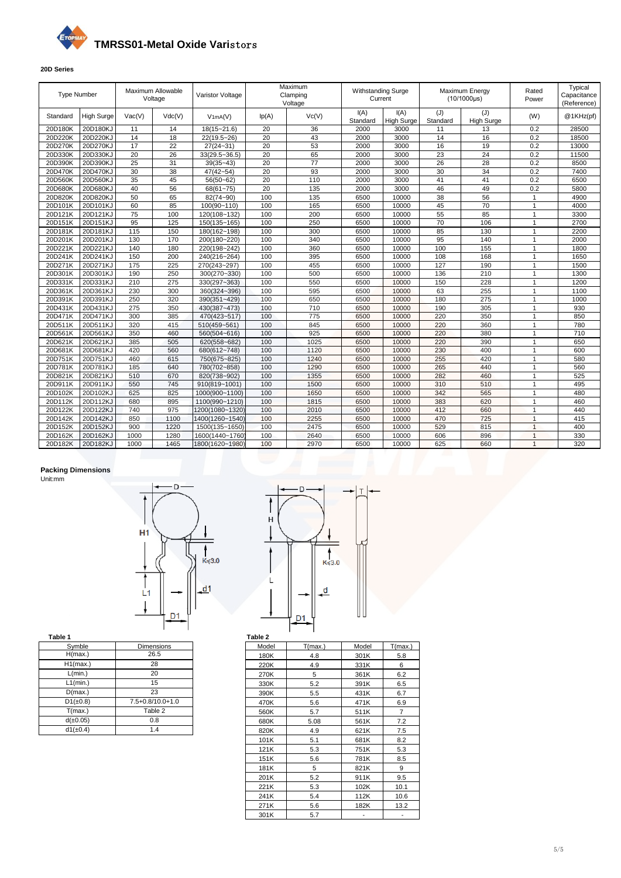# TMRSS01-Metal Oxide Varistors

**20D Series**

| Type Number | | Maximum Allowable Voltage | | Varistor Voltage | Maximum Clamping Voltage | | Withstanding Surge Current | | Maximum Energy (10/1000μs) | | Rated Power | Typical Capacitance (Reference) |
|---|---|---|---|---|---|---|---|---|---|---|---|---|
| Standard | High Surge | Vac(V) | Vdc(V) | $V_{1mA}(V)$ | Ip(A) | Vc(V) | I(A) Standard | I(A) High Surge | (J) Standard | (J) High Surge | (W) | @1KHz(pf) |
| 20D180K | 20D180KJ | 11 | 14 | 18(15~21.6) | 20 | 36 | 2000 | 3000 | 11 | 13 | 0.2 | 28500 |
| 20D220K | 20D220KJ | 14 | 18 | 22(19.5~26) | 20 | 43 | 2000 | 3000 | 14 | 16 | 0.2 | 18500 |
| 20D270K | 20D270KJ | 17 | 22 | 27(24~31) | 20 | 53 | 2000 | 3000 | 16 | 19 | 0.2 | 13000 |
| 20D330K | 20D330KJ | 20 | 26 | 33(29.5~36.5) | 20 | 65 | 2000 | 3000 | 23 | 24 | 0.2 | 11500 |
| 20D390K | 20D390KJ | 25 | 31 | 39(35~43) | 20 | 77 | 2000 | 3000 | 26 | 28 | 0.2 | 8500 |
| 20D470K | 20D470KJ | 30 | 38 | 47(42~54) | 20 | 93 | 2000 | 3000 | 30 | 34 | 0.2 | 7400 |
| 20D560K | 20D560KJ | 35 | 45 | 56(50~62) | 20 | 110 | 2000 | 3000 | 41 | 41 | 0.2 | 6500 |
| 20D680K | 20D680KJ | 40 | 56 | 68(61~75) | 20 | 135 | 2000 | 3000 | 46 | 49 | 0.2 | 5800 |
| 20D820K | 20D820KJ | 50 | 65 | 82(74~90) | 100 | 135 | 6500 | 10000 | 38 | 56 | 1 | 4900 |
| 20D101K | 20D101KJ | 60 | 85 | 100(90~110) | 100 | 165 | 6500 | 10000 | 45 | 70 | 1 | 4000 |
| 20D121K | 20D121KJ | 75 | 100 | 120(108~132) | 100 | 200 | 6500 | 10000 | 55 | 85 | 1 | 3300 |
| 20D151K | 20D151KJ | 95 | 125 | 150(135~165) | 100 | 250 | 6500 | 10000 | 70 | 106 | 1 | 2700 |
| 20D181K | 20D181KJ | 115 | 150 | 180(162~198) | 100 | 300 | 6500 | 10000 | 85 | 130 | 1 | 2200 |
| 20D201K | 20D201KJ | 130 | 170 | 200(180~220) | 100 | 340 | 6500 | 10000 | 95 | 140 | 1 | 2000 |
| 20D221K | 20D221KJ | 140 | 180 | 220(198~242) | 100 | 360 | 6500 | 10000 | 100 | 155 | 1 | 1800 |
| 20D241K | 20D241KJ | 150 | 200 | 240(216~264) | 100 | 395 | 6500 | 10000 | 108 | 168 | 1 | 1650 |
| 20D271K | 20D271KJ | 175 | 225 | 270(243~297) | 100 | 455 | 6500 | 10000 | 127 | 190 | 1 | 1500 |
| 20D301K | 20D301KJ | 190 | 250 | 300(270~330) | 100 | 500 | 6500 | 10000 | 136 | 210 | 1 | 1300 |
| 20D331K | 20D331KJ | 210 | 275 | 330(297~363) | 100 | 550 | 6500 | 10000 | 150 | 228 | 1 | 1200 |
| 20D361K | 20D361KJ | 230 | 300 | 360(324~396) | 100 | 595 | 6500 | 10000 | 63 | 255 | 1 | 1100 |
| 20D391K | 20D391KJ | 250 | 320 | 390(351~429) | 100 | 650 | 6500 | 10000 | 180 | 275 | 1 | 1000 |
| 20D431K | 20D431KJ | 275 | 350 | 430(387~473) | 100 | 710 | 6500 | 10000 | 190 | 305 | 1 | 930 |
| 20D471K | 20D471KJ | 300 | 385 | 470(423~517) | 100 | 775 | 6500 | 10000 | 220 | 350 | 1 | 850 |
| 20D511K | 20D511KJ | 320 | 415 | 510(459~561) | 100 | 845 | 6500 | 10000 | 220 | 360 | 1 | 780 |
| 20D561K | 20D561KJ | 350 | 460 | 560(504~616) | 100 | 925 | 6500 | 10000 | 220 | 380 | 1 | 710 |
| 20D621K | 20D621KJ | 385 | 505 | 620(558~682) | 100 | 1025 | 6500 | 10000 | 220 | 390 | 1 | 650 |
| 20D681K | 20D681KJ | 420 | 560 | 680(612~748) | 100 | 1120 | 6500 | 10000 | 230 | 400 | 1 | 600 |
| 20D751K | 20D751KJ | 460 | 615 | 750(675~825) | 100 | 1240 | 6500 | 10000 | 255 | 420 | 1 | 580 |
| 20D781K | 20D781KJ | 185 | 640 | 780(702~858) | 100 | 1290 | 6500 | 10000 | 265 | 440 | 1 | 560 |
| 20D821K | 20D821KJ | 510 | 670 | 820(738~902) | 100 | 1355 | 6500 | 10000 | 282 | 460 | 1 | 525 |
| 20D911K | 20D911KJ | 550 | 745 | 910(819~1001) | 100 | 1500 | 6500 | 10000 | 310 | 510 | 1 | 495 |
| 20D102K | 20D102KJ | 625 | 825 | 1000(900~1100) | 100 | 1650 | 6500 | 10000 | 342 | 565 | 1 | 480 |
| 20D112K | 20D112KJ | 680 | 895 | 1100(990~1210) | 100 | 1815 | 6500 | 10000 | 383 | 620 | 1 | 460 |
| 20D122K | 20D122KJ | 740 | 975 | 1200(1080~1320) | 100 | 2010 | 6500 | 10000 | 412 | 660 | 1 | 440 |
| 20D142K | 20D142KJ | 850 | 1100 | 1400(1260~1540) | 100 | 2255 | 6500 | 10000 | 470 | 725 | 1 | 415 |
| 20D152K | 20D152KJ | 900 | 1220 | 1500(135~1650) | 100 | 2475 | 6500 | 10000 | 529 | 815 | 1 | 400 |
| 20D162K | 20D162KJ | 1000 | 1280 | 1600(1440~1760) | 100 | 2640 | 6500 | 10000 | 606 | 896 | 1 | 330 |
| 20D182K | 20D182KJ | 1000 | 1465 | 1800(1620~1980) | 100 | 2970 | 6500 | 10000 | 625 | 660 | 1 | 320 |

**Packing Dimensions**

Unit:mm

D
H1
K≤3.0
L1
d1
D1

D
T
H
K≤3.0
L
d
D1

**Table 1**

| Symble | Dimensions |
|---|---|
| H(max.) | 26.5 |
| H1(max.) | 28 |
| L(min.) | 20 |
| L1(min.) | 15 |
| D(max.) | 23 |
| D1(±0.8) | 7.5+0.8/10.0+1.0 |
| T(max.) | Table 2 |
| d(±0.05) | 0.8 |
| d1(±0.4) | 1.4 |

**Table 2**

| Model | T(max.) | Model | T(max.) |
|---|---|---|---|
| 180K | 4.8 | 301K | 5.8 |
| 220K | 4.9 | 331K | 6 |
| 270K | 5 | 361K | 6.2 |
| 330K | 5.2 | 391K | 6.5 |
| 390K | 5.5 | 431K | 6.7 |
| 470K | 5.6 | 471K | 6.9 |
| 560K | 5.7 | 511K | 7 |
| 680K | 5.08 | 561K | 7.2 |
| 820K | 4.9 | 621K | 7.5 |
| 101K | 5.1 | 681K | 8.2 |
| 121K | 5.3 | 751K | 5.3 |
| 151K | 5.6 | 781K | 8.5 |
| 181K | 5 | 821K | 9 |
| 201K | 5.2 | 911K | 9.5 |
| 221K | 5.3 | 102K | 10.1 |
| 241K | 5.4 | 112K | 10.6 |
| 271K | 5.6 | 182K | 13.2 |
| 301K | 5.7 | - | - |